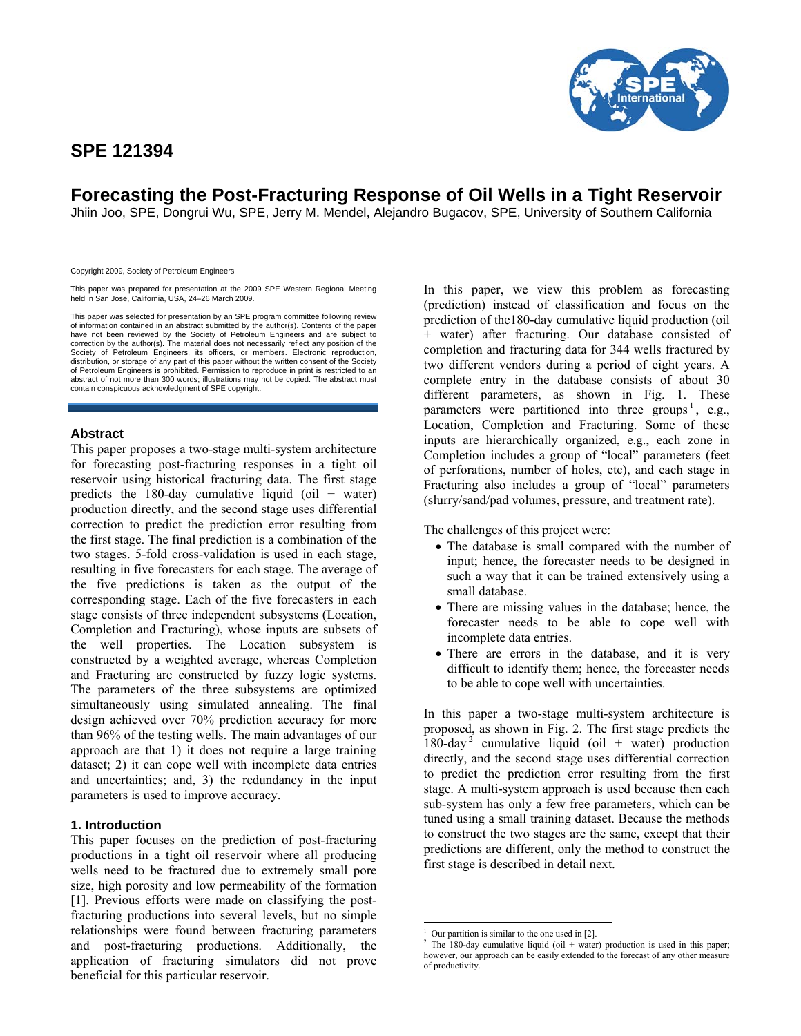# SPE 121394

## Forecasting the Post-Fracturing Response of Oil Wells in a Tight Reservoir

Jhiin Joo, SPE, Dongrui Wu, SPE, Jerry M. Mendel, Alejandro Bugacov, SPE, University of Southern California

Copyright 2009, Society of Petroleum Engineers

This paper was prepared for presentation at the 2009 SPE Western Regional Meeting held in San Jose, California, USA, 24–26 March 2009.

This paper was selected for presentation by an SPE program committee following review of information contained in an abstract submitted by the author(s). Contents of the paper have not been reviewed by the Society of Petroleum Engineers and are subject to correction by the author(s). The material does not necessarily reflect any position of the Society of Petroleum Engineers, its officers, or members. Electronic reproduction, distribution, or storage of any part of this paper without the written consent of the Society of Petroleum Engineers is prohibited. Permission to reproduce in print is restricted to an abstract of not more than 300 words; illustrations may not be copied. The abstract must contain conspicuous acknowledgment of SPE copyright.

### Abstract

This paper proposes a two-stage multi-system architecture for forecasting post-fracturing responses in a tight oil reservoir using historical fracturing data. The first stage predicts the 180-day cumulative liquid (oil + water) production directly, and the second stage uses differential correction to predict the prediction error resulting from the first stage. The final prediction is a combination of the two stages. 5-fold cross-validation is used in each stage, resulting in five forecasters for each stage. The average of the five predictions is taken as the output of the corresponding stage. Each of the five forecasters in each stage consists of three independent subsystems (Location, Completion and Fracturing), whose inputs are subsets of the well properties. The Location subsystem is constructed by a weighted average, whereas Completion and Fracturing are constructed by fuzzy logic systems. The parameters of the three subsystems are optimized simultaneously using simulated annealing. The final design achieved over 70% prediction accuracy for more than 96% of the testing wells. The main advantages of our approach are that 1) it does not require a large training dataset; 2) it can cope well with incomplete data entries and uncertainties; and, 3) the redundancy in the input parameters is used to improve accuracy.

### 1. Introduction

This paper focuses on the prediction of post-fracturing productions in a tight oil reservoir where all producing wells need to be fractured due to extremely small pore size, high porosity and low permeability of the formation [1]. Previous efforts were made on classifying the post-fracturing productions into several levels, but no simple relationships were found between fracturing parameters and post-fracturing productions. Additionally, the application of fracturing simulators did not prove beneficial for this particular reservoir.

In this paper, we view this problem as forecasting (prediction) instead of classification and focus on the prediction of the180-day cumulative liquid production (oil + water) after fracturing. Our database consisted of completion and fracturing data for 344 wells fractured by two different vendors during a period of eight years. A complete entry in the database consists of about 30 different parameters, as shown in Fig. 1. These parameters were partitioned into three groups[1], e.g., Location, Completion and Fracturing. Some of these inputs are hierarchically organized, e.g., each zone in Completion includes a group of "local" parameters (feet of perforations, number of holes, etc), and each stage in Fracturing also includes a group of "local" parameters (slurry/sand/pad volumes, pressure, and treatment rate).

The challenges of this project were:

- The database is small compared with the number of input; hence, the forecaster needs to be designed in such a way that it can be trained extensively using a small database.
- There are missing values in the database; hence, the forecaster needs to be able to cope well with incomplete data entries.
- There are errors in the database, and it is very difficult to identify them; hence, the forecaster needs to be able to cope well with uncertainties.

In this paper a two-stage multi-system architecture is proposed, as shown in Fig. 2. The first stage predicts the 180-day[2] cumulative liquid (oil + water) production directly, and the second stage uses differential correction to predict the prediction error resulting from the first stage. A multi-system approach is used because then each sub-system has only a few free parameters, which can be tuned using a small training dataset. Because the methods to construct the two stages are the same, except that their predictions are different, only the method to construct the first stage is described in detail next.

[1] Our partition is similar to the one used in [2].

[2] The 180-day cumulative liquid (oil + water) production is used in this paper; however, our approach can be easily extended to the forecast of any other measure of productivity.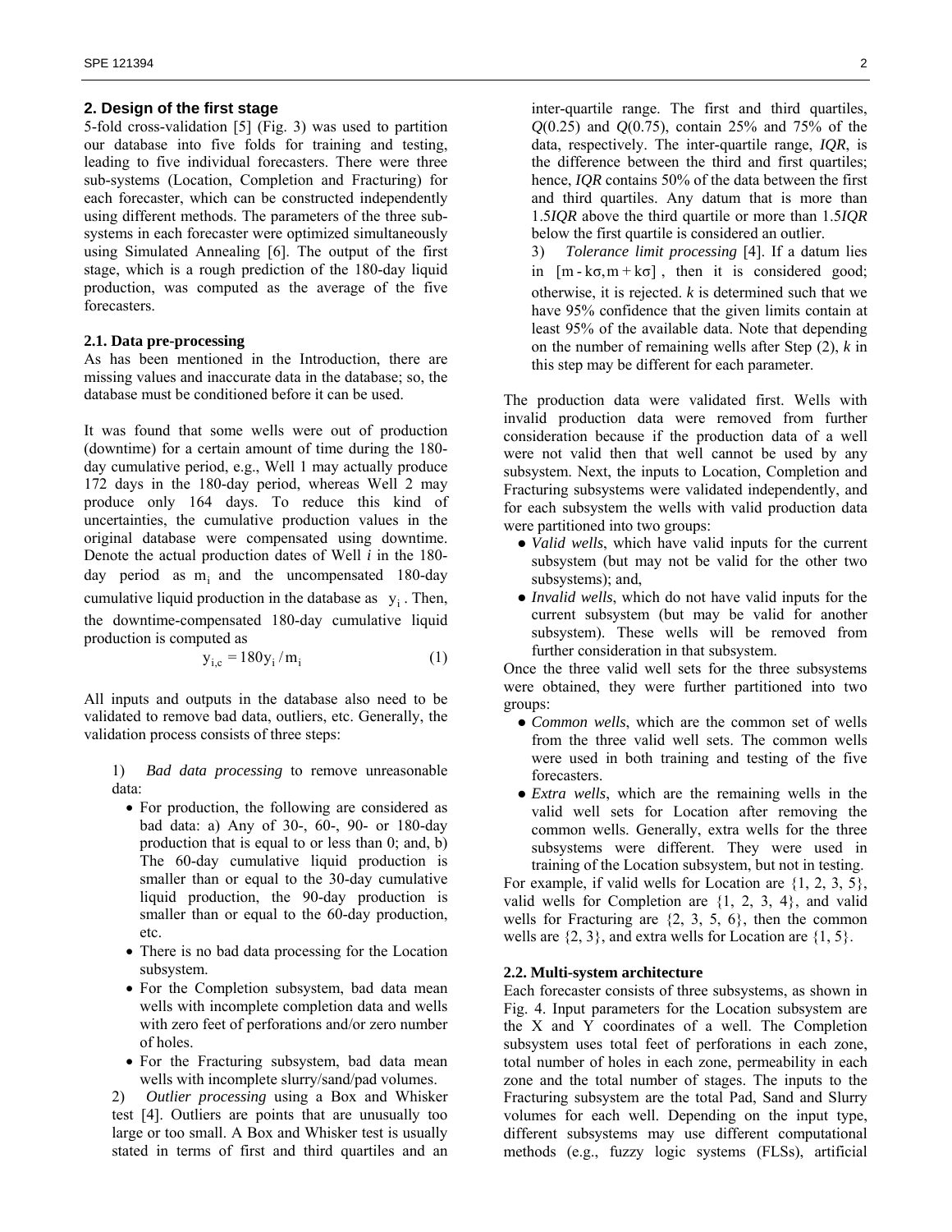## 2. Design of the first stage

5-fold cross-validation [5] (Fig. 3) was used to partition our database into five folds for training and testing, leading to five individual forecasters. There were three sub-systems (Location, Completion and Fracturing) for each forecaster, which can be constructed independently using different methods. The parameters of the three sub-systems in each forecaster were optimized simultaneously using Simulated Annealing [6]. The output of the first stage, which is a rough prediction of the 180-day liquid production, was computed as the average of the five forecasters.

### 2.1. Data pre-processing

As has been mentioned in the Introduction, there are missing values and inaccurate data in the database; so, the database must be conditioned before it can be used.

It was found that some wells were out of production (downtime) for a certain amount of time during the 180-day cumulative period, e.g., Well 1 may actually produce 172 days in the 180-day period, whereas Well 2 may produce only 164 days. To reduce this kind of uncertainties, the cumulative production values in the original database were compensated using downtime. Denote the actual production dates of Well *i* in the 180-day period as $m_i$ and the uncompensated 180-day cumulative liquid production in the database as $y_i$. Then, the downtime-compensated 180-day cumulative liquid production is computed as

$$y_{i,c} = 180 y_i / m_i \tag{1}$$

All inputs and outputs in the database also need to be validated to remove bad data, outliers, etc. Generally, the validation process consists of three steps:

1) *Bad data processing* to remove unreasonable data:
   - For production, the following are considered as bad data: a) Any of 30-, 60-, 90- or 180-day production that is equal to or less than 0; and, b) The 60-day cumulative liquid production is smaller than or equal to the 30-day cumulative liquid production, the 90-day production is smaller than or equal to the 60-day production, etc.
   - There is no bad data processing for the Location subsystem.
   - For the Completion subsystem, bad data mean wells with incomplete completion data and wells with zero feet of perforations and/or zero number of holes.
   - For the Fracturing subsystem, bad data mean wells with incomplete slurry/sand/pad volumes.

2) *Outlier processing* using a Box and Whisker test [4]. Outliers are points that are unusually too large or too small. A Box and Whisker test is usually stated in terms of first and third quartiles and an inter-quartile range. The first and third quartiles, *Q*(0.25) and *Q*(0.75), contain 25% and 75% of the data, respectively. The inter-quartile range, *IQR*, is the difference between the third and first quartiles; hence, *IQR* contains 50% of the data between the first and third quartiles. Any datum that is more than 1.5*IQR* above the third quartile or more than 1.5*IQR* below the first quartile is considered an outlier.

3) *Tolerance limit processing* [4]. If a datum lies in $[m - k\sigma, m + k\sigma]$, then it is considered good; otherwise, it is rejected. *k* is determined such that we have 95% confidence that the given limits contain at least 95% of the available data. Note that depending on the number of remaining wells after Step (2), *k* in this step may be different for each parameter.

The production data were validated first. Wells with invalid production data were removed from further consideration because if the production data of a well were not valid then that well cannot be used by any subsystem. Next, the inputs to Location, Completion and Fracturing subsystems were validated independently, and for each subsystem the wells with valid production data were partitioned into two groups:

- *Valid wells*, which have valid inputs for the current subsystem (but may not be valid for the other two subsystems); and,
- *Invalid wells*, which do not have valid inputs for the current subsystem (but may be valid for another subsystem). These wells will be removed from further consideration in that subsystem.

Once the three valid well sets for the three subsystems were obtained, they were further partitioned into two groups:

- *Common wells*, which are the common set of wells from the three valid well sets. The common wells were used in both training and testing of the five forecasters.
- *Extra wells*, which are the remaining wells in the valid well sets for Location after removing the common wells. Generally, extra wells for the three subsystems were different. They were used in training of the Location subsystem, but not in testing.

For example, if valid wells for Location are {1, 2, 3, 5}, valid wells for Completion are {1, 2, 3, 4}, and valid wells for Fracturing are {2, 3, 5, 6}, then the common wells are {2, 3}, and extra wells for Location are {1, 5}.

### 2.2. Multi-system architecture

Each forecaster consists of three subsystems, as shown in Fig. 4. Input parameters for the Location subsystem are the X and Y coordinates of a well. The Completion subsystem uses total feet of perforations in each zone, total number of holes in each zone, permeability in each zone and the total number of stages. The inputs to the Fracturing subsystem are the total Pad, Sand and Slurry volumes for each well. Depending on the input type, different subsystems may use different computational methods (e.g., fuzzy logic systems (FLSs), artificial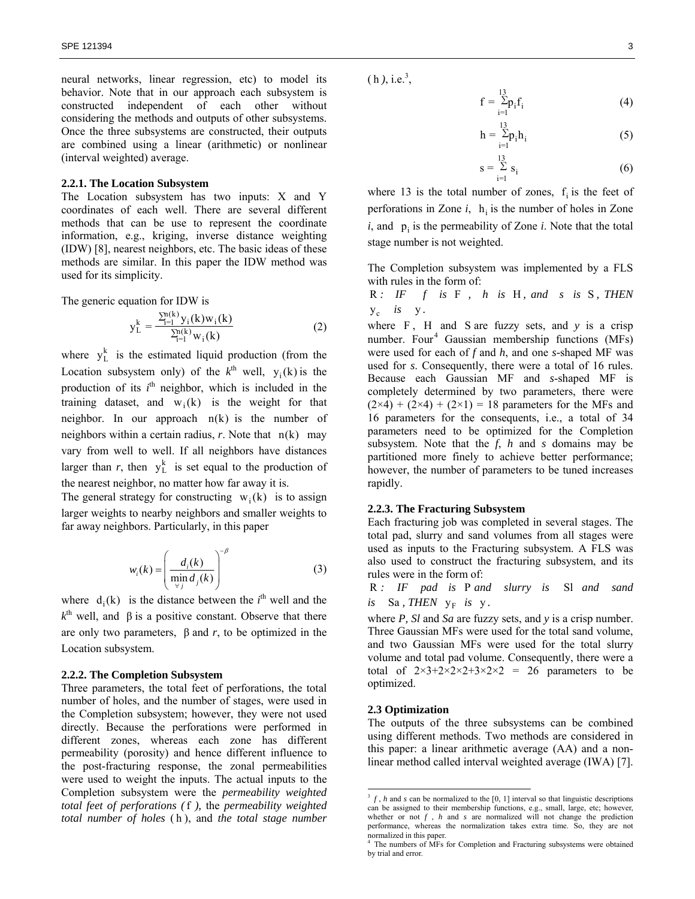neural networks, linear regression, etc) to model its behavior. Note that in our approach each subsystem is constructed independent of each other without considering the methods and outputs of other subsystems. Once the three subsystems are constructed, their outputs are combined using a linear (arithmetic) or nonlinear (interval weighted) average.

### 2.2.1. The Location Subsystem

The Location subsystem has two inputs: X and Y coordinates of each well. There are several different methods that can be use to represent the coordinate information, e.g., kriging, inverse distance weighting (IDW) [8], nearest neighbors, etc. The basic ideas of these methods are similar. In this paper the IDW method was used for its simplicity.

The generic equation for IDW is

$$y_L^k = \frac{\sum_{i=1}^{n(k)} y_i(k) w_i(k)}{\sum_{i=1}^{n(k)} w_i(k)} \tag{2}$$

where $y_L^k$ is the estimated liquid production (from the Location subsystem only) of the $k^{th}$ well, $y_i(k)$ is the production of its $i^{th}$ neighbor, which is included in the training dataset, and $w_i(k)$ is the weight for that neighbor. In our approach $n(k)$ is the number of neighbors within a certain radius, *r*. Note that $n(k)$ may vary from well to well. If all neighbors have distances larger than *r*, then $y_L^k$ is set equal to the production of the nearest neighbor, no matter how far away it is.

The general strategy for constructing $w_i(k)$ is to assign larger weights to nearby neighbors and smaller weights to far away neighbors. Particularly, in this paper

$$w_i(k) = \left( \frac{d_i(k)}{\min_{\forall j} d_j(k)} \right)^{-\beta} \tag{3}$$

where $d_i(k)$ is the distance between the $i^{th}$ well and the $k^{th}$ well, and $\beta$ is a positive constant. Observe that there are only two parameters, $\beta$ and *r*, to be optimized in the Location subsystem.

### 2.2.2. The Completion Subsystem

Three parameters, the total feet of perforations, the total number of holes, and the number of stages, were used in the Completion subsystem; however, they were not used directly. Because the perforations were performed in different zones, whereas each zone has different permeability (porosity) and hence different influence to the post-fracturing response, the zonal permeabilities were used to weight the inputs. The actual inputs to the Completion subsystem were the ***permeability weighted total feet of perforations*** ($f$), the ***permeability weighted total number of holes*** ($h$), and ***the total stage number*** ($h$), i.e.[3],

$$f = \sum_{i=1}^{13} p_i f_i \tag{4}$$

$$h = \sum_{i=1}^{13} p_i h_i \tag{5}$$

$$s = \sum_{i=1}^{13} s_i \tag{6}$$

where 13 is the total number of zones, $f_i$ is the feet of perforations in Zone *i*, $h_i$ is the number of holes in Zone *i*, and $p_i$ is the permeability of Zone *i*. Note that the total stage number is not weighted.

The Completion subsystem was implemented by a FLS with rules in the form of:

$R$: *IF* $f$ *is* $F$, $h$ *is* $H$, *and* $s$ *is* $S$, *THEN* $y_c$ *is* $y$.

where $F$, $H$ and $S$ are fuzzy sets, and *y* is a crisp number. Four[4] Gaussian membership functions (MFs) were used for each of *f* and *h*, and one *s*-shaped MF was used for *s*. Consequently, there were a total of 16 rules. Because each Gaussian MF and *s*-shaped MF is completely determined by two parameters, there were (2×4) + (2×4) + (2×1) = 18 parameters for the MFs and 16 parameters for the consequents, i.e., a total of 34 parameters need to be optimized for the Completion subsystem. Note that the *f*, *h* and *s* domains may be partitioned more finely to achieve better performance; however, the number of parameters to be tuned increases rapidly.

### 2.2.3. The Fracturing Subsystem

Each fracturing job was completed in several stages. The total pad, slurry and sand volumes from all stages were used as inputs to the Fracturing subsystem. A FLS was also used to construct the fracturing subsystem, and its rules were in the form of:

$R$: *IF* *pad* *is* $P$ *and* *slurry* *is* $Sl$ *and* *sand* *is* $Sa$, *THEN* $y_F$ *is* $y$.

where *P, Sl* and *Sa* are fuzzy sets, and *y* is a crisp number. Three Gaussian MFs were used for the total sand volume, and two Gaussian MFs were used for the total slurry volume and total pad volume. Consequently, there were a total of 2×3+2×2×2+3×2×2 = 26 parameters to be optimized.

## 2.3 Optimization

The outputs of the three subsystems can be combined using different methods. Two methods are considered in this paper: a linear arithmetic average (AA) and a non-linear method called interval weighted average (IWA) [7].

---

[3] $f$, *h* and *s* can be normalized to the [0, 1] interval so that linguistic descriptions can be assigned to their membership functions, e.g., small, large, etc; however, whether or not $f$, *h* and *s* are normalized will not change the prediction performance, whereas the normalization takes extra time. So, they are not normalized in this paper.

[4] The numbers of MFs for Completion and Fracturing subsystems were obtained by trial and error.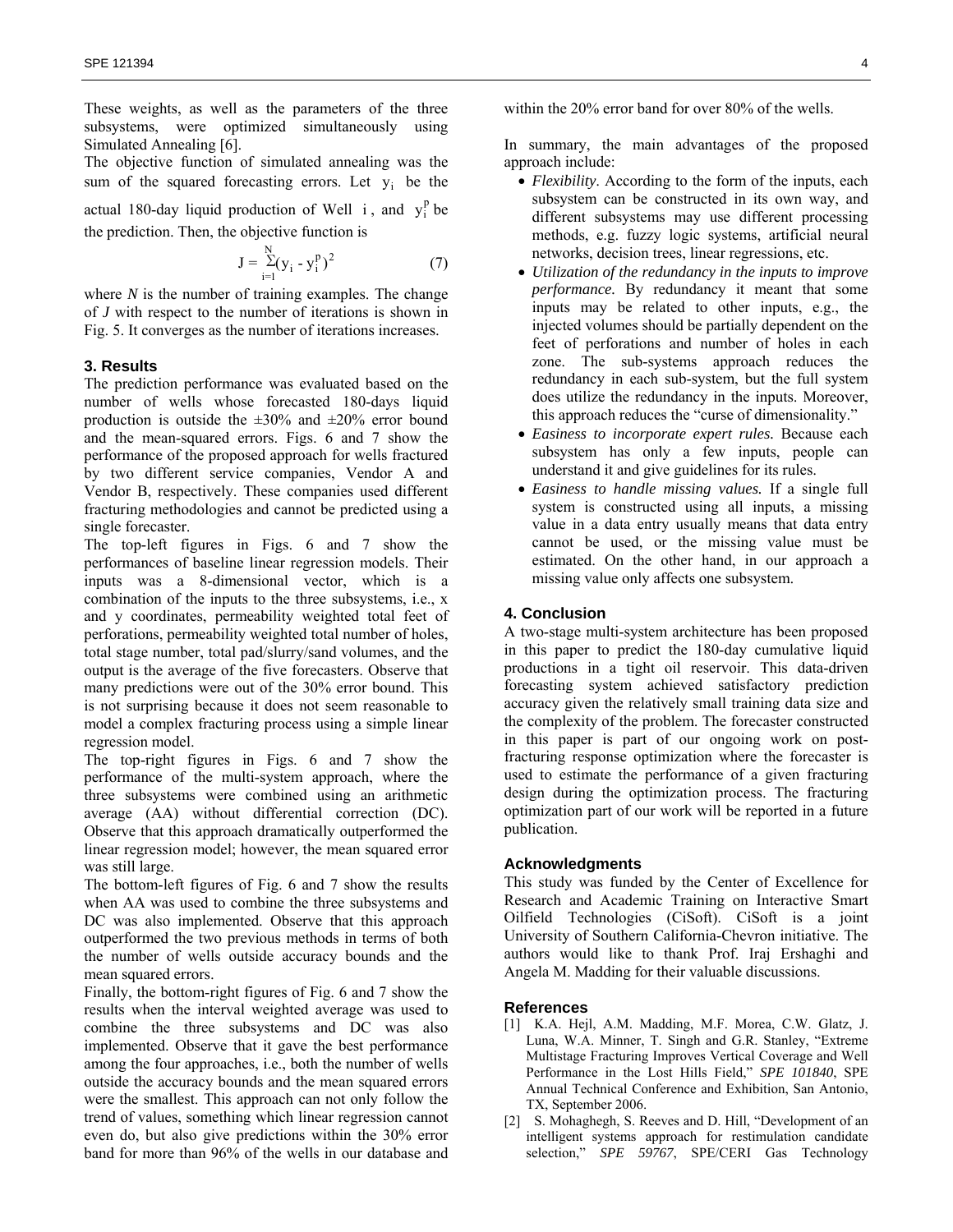These weights, as well as the parameters of the three subsystems, were optimized simultaneously using Simulated Annealing [6].

The objective function of simulated annealing was the sum of the squared forecasting errors. Let $y_i$ be the actual 180-day liquid production of Well $i$, and $y_i^p$ be the prediction. Then, the objective function is

$$J = \sum_{i=1}^{N}(y_i - y_i^p)^2 \qquad (7)$$

where $N$ is the number of training examples. The change of $J$ with respect to the number of iterations is shown in Fig. 5. It converges as the number of iterations increases.

## 3. Results

The prediction performance was evaluated based on the number of wells whose forecasted 180-days liquid production is outside the ±30% and ±20% error bound and the mean-squared errors. Figs. 6 and 7 show the performance of the proposed approach for wells fractured by two different service companies, Vendor A and Vendor B, respectively. These companies used different fracturing methodologies and cannot be predicted using a single forecaster.

The top-left figures in Figs. 6 and 7 show the performances of baseline linear regression models. Their inputs was a 8-dimensional vector, which is a combination of the inputs to the three subsystems, i.e., x and y coordinates, permeability weighted total feet of perforations, permeability weighted total number of holes, total stage number, total pad/slurry/sand volumes, and the output is the average of the five forecasters. Observe that many predictions were out of the 30% error bound. This is not surprising because it does not seem reasonable to model a complex fracturing process using a simple linear regression model.

The top-right figures in Figs. 6 and 7 show the performance of the multi-system approach, where the three subsystems were combined using an arithmetic average (AA) without differential correction (DC). Observe that this approach dramatically outperformed the linear regression model; however, the mean squared error was still large.

The bottom-left figures of Fig. 6 and 7 show the results when AA was used to combine the three subsystems and DC was also implemented. Observe that this approach outperformed the two previous methods in terms of both the number of wells outside accuracy bounds and the mean squared errors.

Finally, the bottom-right figures of Fig. 6 and 7 show the results when the interval weighted average was used to combine the three subsystems and DC was also implemented. Observe that it gave the best performance among the four approaches, i.e., both the number of wells outside the accuracy bounds and the mean squared errors were the smallest. This approach can not only follow the trend of values, something which linear regression cannot even do, but also give predictions within the 30% error band for more than 96% of the wells in our database and within the 20% error band for over 80% of the wells.

In summary, the main advantages of the proposed approach include:

- *Flexibility*. According to the form of the inputs, each subsystem can be constructed in its own way, and different subsystems may use different processing methods, e.g. fuzzy logic systems, artificial neural networks, decision trees, linear regressions, etc.
- *Utilization of the redundancy in the inputs to improve performance.* By redundancy it meant that some inputs may be related to other inputs, e.g., the injected volumes should be partially dependent on the feet of perforations and number of holes in each zone. The sub-systems approach reduces the redundancy in each sub-system, but the full system does utilize the redundancy in the inputs. Moreover, this approach reduces the "curse of dimensionality."
- *Easiness to incorporate expert rules.* Because each subsystem has only a few inputs, people can understand it and give guidelines for its rules.
- *Easiness to handle missing values.* If a single full system is constructed using all inputs, a missing value in a data entry usually means that data entry cannot be used, or the missing value must be estimated. On the other hand, in our approach a missing value only affects one subsystem.

## 4. Conclusion

A two-stage multi-system architecture has been proposed in this paper to predict the 180-day cumulative liquid productions in a tight oil reservoir. This data-driven forecasting system achieved satisfactory prediction accuracy given the relatively small training data size and the complexity of the problem. The forecaster constructed in this paper is part of our ongoing work on post-fracturing response optimization where the forecaster is used to estimate the performance of a given fracturing design during the optimization process. The fracturing optimization part of our work will be reported in a future publication.

## Acknowledgments

This study was funded by the Center of Excellence for Research and Academic Training on Interactive Smart Oilfield Technologies (CiSoft). CiSoft is a joint University of Southern California-Chevron initiative. The authors would like to thank Prof. Iraj Ershaghi and Angela M. Madding for their valuable discussions.

## References

[1] K.A. Hejl, A.M. Madding, M.F. Morea, C.W. Glatz, J. Luna, W.A. Minner, T. Singh and G.R. Stanley, "Extreme Multistage Fracturing Improves Vertical Coverage and Well Performance in the Lost Hills Field," *SPE 101840*, SPE Annual Technical Conference and Exhibition, San Antonio, TX, September 2006.

[2] S. Mohaghegh, S. Reeves and D. Hill, "Development of an intelligent systems approach for restimulation candidate selection," *SPE 59767*, SPE/CERI Gas Technology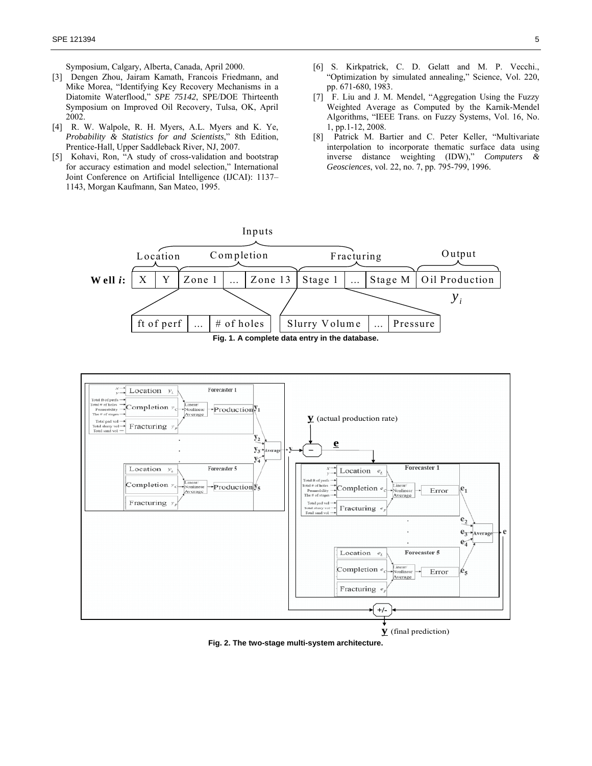Symposium, Calgary, Alberta, Canada, April 2000.

[3] Dengen Zhou, Jairam Kamath, Francois Friedmann, and Mike Morea, "Identifying Key Recovery Mechanisms in a Diatomite Waterflood," *SPE 75142*, SPE/DOE Thirteenth Symposium on Improved Oil Recovery, Tulsa, OK, April 2002.

[4] R. W. Walpole, R. H. Myers, A.L. Myers and K. Ye, *Probability & Statistics for and Scientists*," 8th Edition, Prentice-Hall, Upper Saddleback River, NJ, 2007.

[5] Kohavi, Ron, "A study of cross-validation and bootstrap for accuracy estimation and model selection," International Joint Conference on Artificial Intelligence (IJCAI): 1137–1143, Morgan Kaufmann, San Mateo, 1995.

[6] S. Kirkpatrick, C. D. Gelatt and M. P. Vecchi., "Optimization by simulated annealing," Science, Vol. 220, pp. 671-680, 1983.

[7] F. Liu and J. M. Mendel, "Aggregation Using the Fuzzy Weighted Average as Computed by the Karnik-Mendel Algorithms, "IEEE Trans. on Fuzzy Systems, Vol. 16, No. 1, pp.1-12, 2008.

[8] Patrick M. Bartier and C. Peter Keller, "Multivariate interpolation to incorporate thematic surface data using inverse distance weighting (IDW)," *Computers & Geosciences*, vol. 22, no. 7, pp. 795-799, 1996.

**Fig. 1. A complete data entry in the database.**

**Fig. 2. The two-stage multi-system architecture.**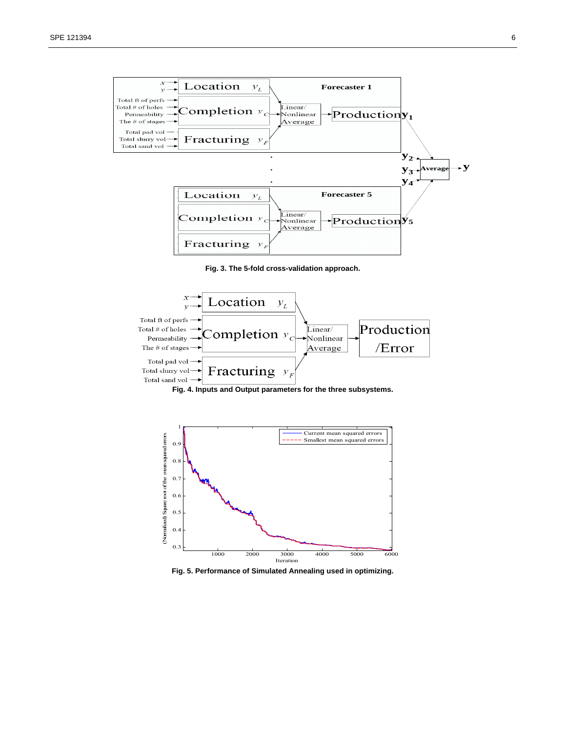Fig. 3. The 5-fold cross-validation approach.

Fig. 4. Inputs and Output parameters for the three subsystems.

Fig. 5. Performance of Simulated Annealing used in optimizing.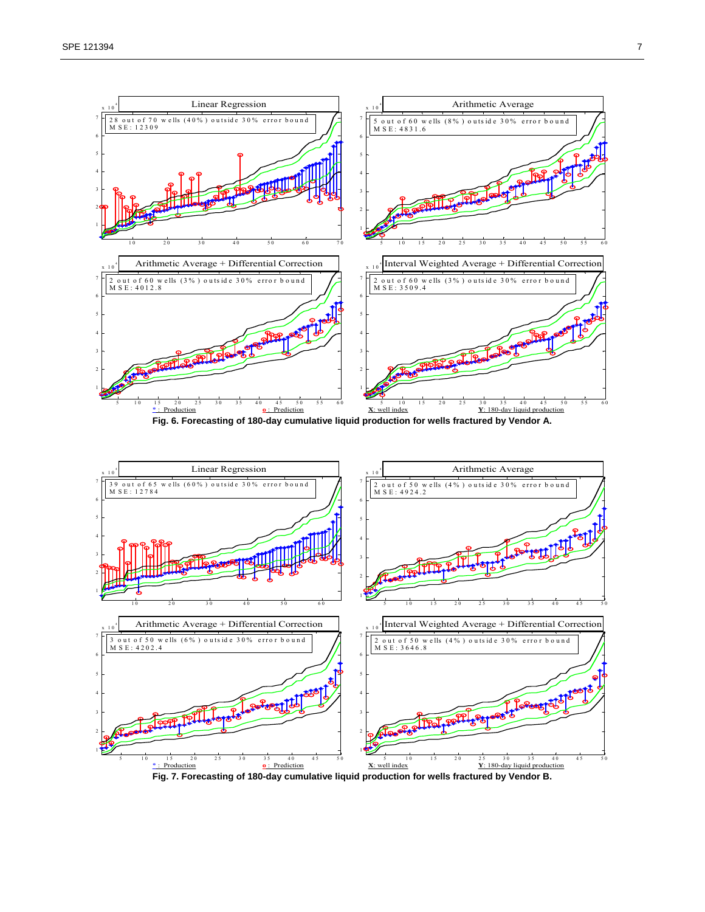Linear Regression

x 10^4

28 out of 70 wells (40%) outside 30% error bound
MSE: 12309

Arithmetic Average

x 10^4

5 out of 60 wells (8%) outside 30% error bound
MSE: 4831.6

Arithmetic Average + Differential Correction

x 10^4

2 out of 60 wells (3%) outside 30% error bound
MSE: 4012.8

Interval Weighted Average + Differential Correction

x 10^4

2 out of 60 wells (3%) outside 30% error bound
MSE: 3509.4

*: Production  o: Prediction  X: well index  Y: 180-day liquid production

**Fig. 6. Forecasting of 180-day cumulative liquid production for wells fractured by Vendor A.**

Linear Regression

x 10^4

39 out of 65 wells (60%) outside 30% error bound
MSE: 12784

Arithmetic Average

x 10^4

2 out of 50 wells (4%) outside 30% error bound
MSE: 4924.2

Arithmetic Average + Differential Correction

x 10^4

3 out of 50 wells (6%) outside 30% error bound
MSE: 4202.4

Interval Weighted Average + Differential Correction

x 10^4

2 out of 50 wells (4%) outside 30% error bound
MSE: 3646.8

*: Production  o: Prediction  X: well index  Y: 180-day liquid production

**Fig. 7. Forecasting of 180-day cumulative liquid production for wells fractured by Vendor B.**